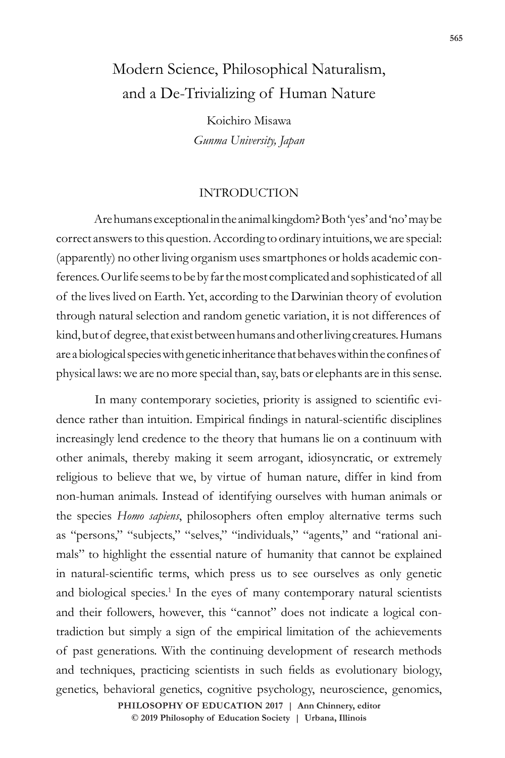# Modern Science, Philosophical Naturalism, and a De-Trivializing of Human Nature

Koichiro Misawa
*Gunma University, Japan*

## INTRODUCTION

Are humans exceptional in the animal kingdom? Both 'yes' and 'no' may be correct answers to this question. According to ordinary intuitions, we are special: (apparently) no other living organism uses smartphones or holds academic conferences. Our life seems to be by far the most complicated and sophisticated of all of the lives lived on Earth. Yet, according to the Darwinian theory of evolution through natural selection and random genetic variation, it is not differences of kind, but of degree, that exist between humans and other living creatures. Humans are a biological species with genetic inheritance that behaves within the confines of physical laws: we are no more special than, say, bats or elephants are in this sense.

In many contemporary societies, priority is assigned to scientific evidence rather than intuition. Empirical findings in natural-scientific disciplines increasingly lend credence to the theory that humans lie on a continuum with other animals, thereby making it seem arrogant, idiosyncratic, or extremely religious to believe that we, by virtue of human nature, differ in kind from non-human animals. Instead of identifying ourselves with human animals or the species *Homo sapiens*, philosophers often employ alternative terms such as "persons," "subjects," "selves," "individuals," "agents," and "rational animals" to highlight the essential nature of humanity that cannot be explained in natural-scientific terms, which press us to see ourselves as only genetic and biological species.[1] In the eyes of many contemporary natural scientists and their followers, however, this "cannot" does not indicate a logical contradiction but simply a sign of the empirical limitation of the achievements of past generations. With the continuing development of research methods and techniques, practicing scientists in such fields as evolutionary biology, genetics, behavioral genetics, cognitive psychology, neuroscience, genomics,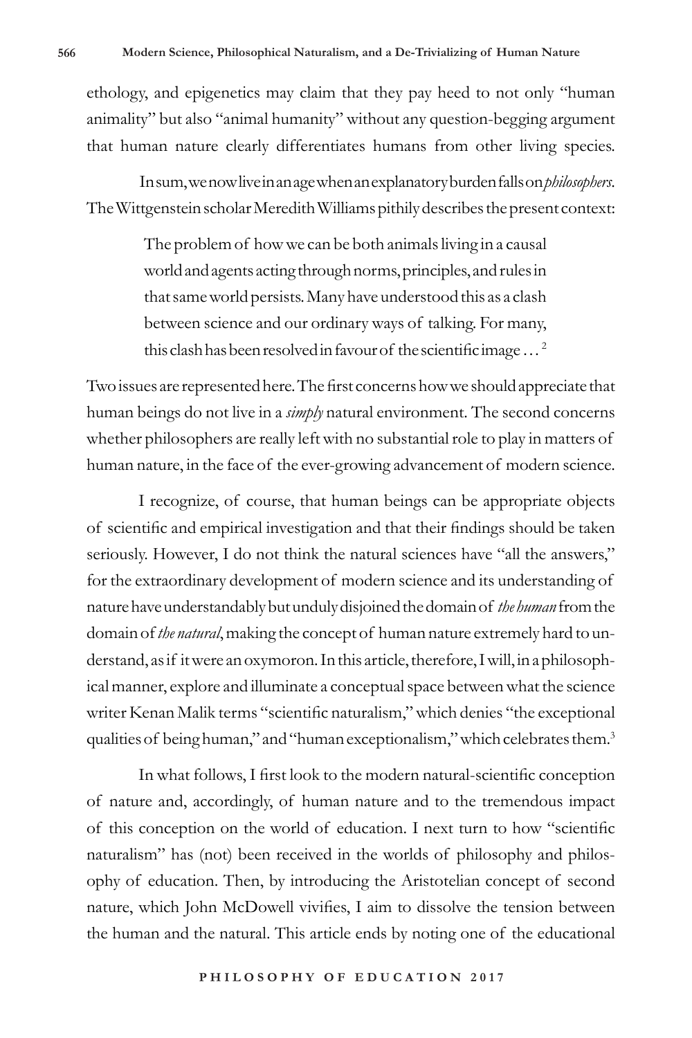ethology, and epigenetics may claim that they pay heed to not only "human animality" but also "animal humanity" without any question-begging argument that human nature clearly differentiates humans from other living species.

In sum, we now live in an age when an explanatory burden falls on *philosophers*. The Wittgenstein scholar Meredith Williams pithily describes the present context:

> The problem of how we can be both animals living in a causal world and agents acting through norms, principles, and rules in that same world persists. Many have understood this as a clash between science and our ordinary ways of talking. For many, this clash has been resolved in favour of the scientific image . . . [2]

Two issues are represented here. The first concerns how we should appreciate that human beings do not live in a *simply* natural environment. The second concerns whether philosophers are really left with no substantial role to play in matters of human nature, in the face of the ever-growing advancement of modern science.

I recognize, of course, that human beings can be appropriate objects of scientific and empirical investigation and that their findings should be taken seriously. However, I do not think the natural sciences have "all the answers," for the extraordinary development of modern science and its understanding of nature have understandably but unduly disjoined the domain of *the human* from the domain of *the natural*, making the concept of human nature extremely hard to understand, as if it were an oxymoron. In this article, therefore, I will, in a philosophical manner, explore and illuminate a conceptual space between what the science writer Kenan Malik terms "scientific naturalism," which denies "the exceptional qualities of being human," and "human exceptionalism," which celebrates them.[3]

In what follows, I first look to the modern natural-scientific conception of nature and, accordingly, of human nature and to the tremendous impact of this conception on the world of education. I next turn to how "scientific naturalism" has (not) been received in the worlds of philosophy and philosophy of education. Then, by introducing the Aristotelian concept of second nature, which John McDowell vivifies, I aim to dissolve the tension between the human and the natural. This article ends by noting one of the educational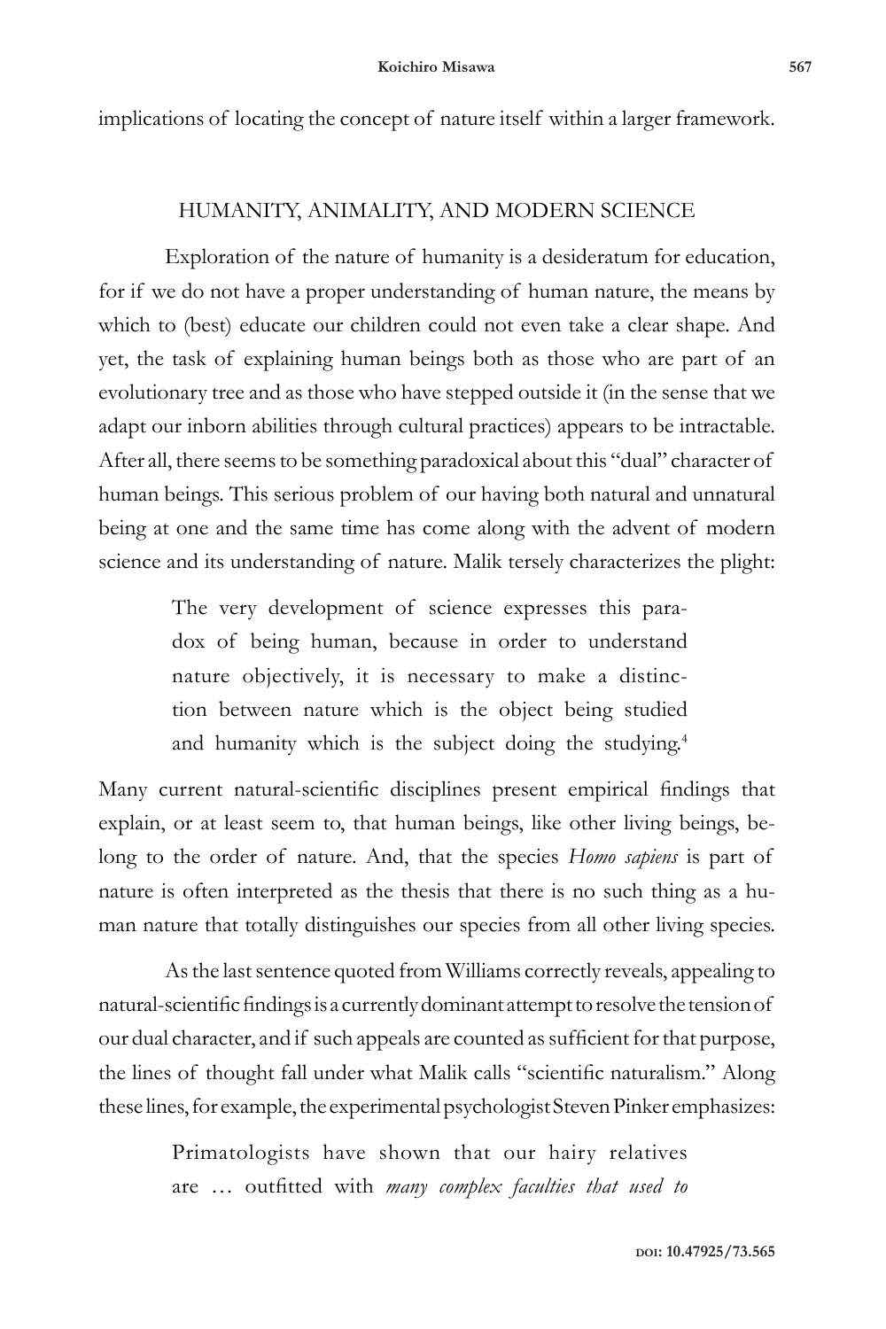implications of locating the concept of nature itself within a larger framework.

## HUMANITY, ANIMALITY, AND MODERN SCIENCE

Exploration of the nature of humanity is a desideratum for education, for if we do not have a proper understanding of human nature, the means by which to (best) educate our children could not even take a clear shape. And yet, the task of explaining human beings both as those who are part of an evolutionary tree and as those who have stepped outside it (in the sense that we adapt our inborn abilities through cultural practices) appears to be intractable. After all, there seems to be something paradoxical about this "dual" character of human beings. This serious problem of our having both natural and unnatural being at one and the same time has come along with the advent of modern science and its understanding of nature. Malik tersely characterizes the plight:

> The very development of science expresses this paradox of being human, because in order to understand nature objectively, it is necessary to make a distinction between nature which is the object being studied and humanity which is the subject doing the studying.[4]

Many current natural-scientific disciplines present empirical findings that explain, or at least seem to, that human beings, like other living beings, belong to the order of nature. And, that the species *Homo sapiens* is part of nature is often interpreted as the thesis that there is no such thing as a human nature that totally distinguishes our species from all other living species.

As the last sentence quoted from Williams correctly reveals, appealing to natural-scientific findings is a currently dominant attempt to resolve the tension of our dual character, and if such appeals are counted as sufficient for that purpose, the lines of thought fall under what Malik calls "scientific naturalism." Along these lines, for example, the experimental psychologist Steven Pinker emphasizes:

> Primatologists have shown that our hairy relatives are … outfitted with *many complex faculties that used to*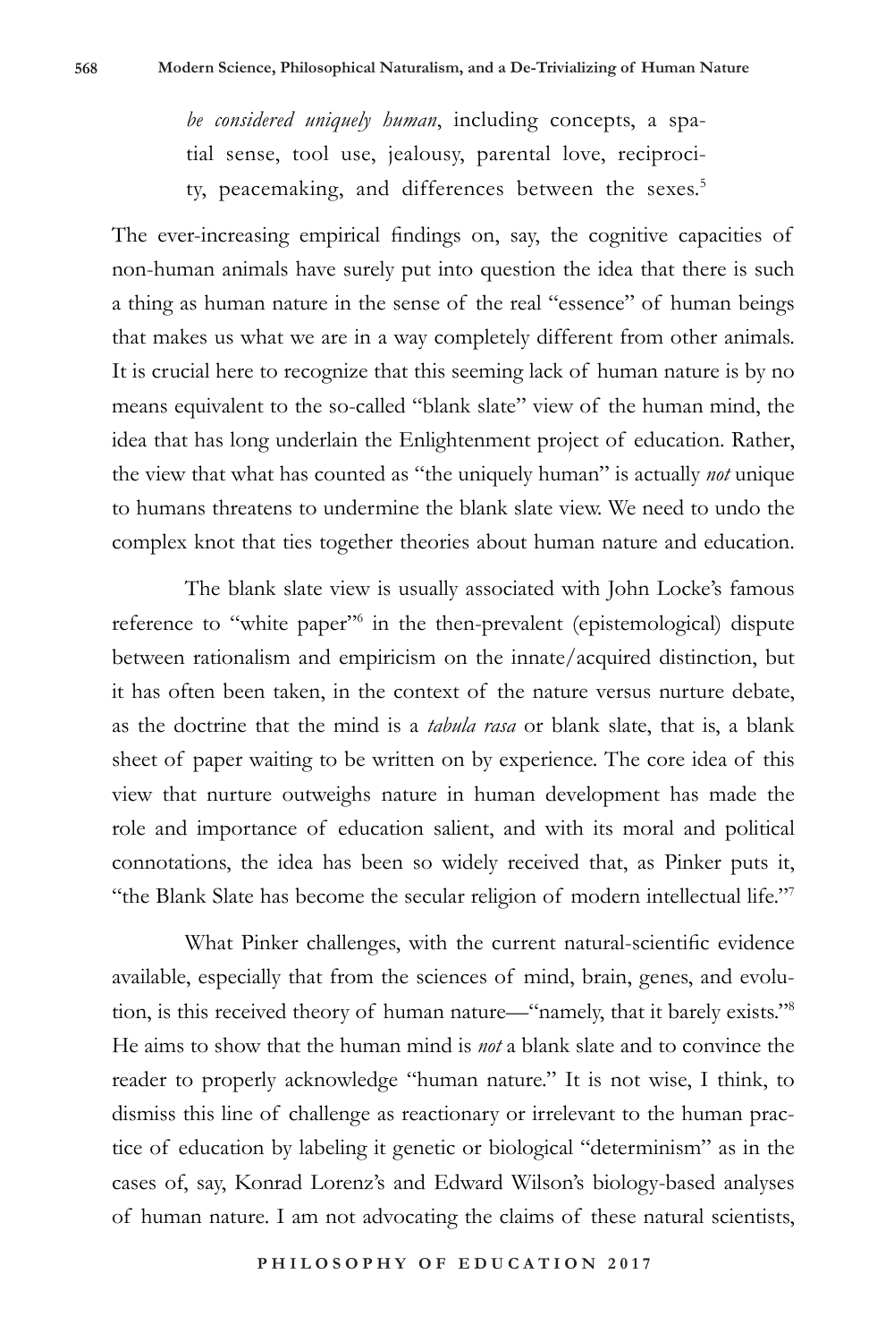> *be considered uniquely human*, including concepts, a spatial sense, tool use, jealousy, parental love, reciprocity, peacemaking, and differences between the sexes.[5]

The ever-increasing empirical findings on, say, the cognitive capacities of non-human animals have surely put into question the idea that there is such a thing as human nature in the sense of the real "essence" of human beings that makes us what we are in a way completely different from other animals. It is crucial here to recognize that this seeming lack of human nature is by no means equivalent to the so-called "blank slate" view of the human mind, the idea that has long underlain the Enlightenment project of education. Rather, the view that what has counted as "the uniquely human" is actually *not* unique to humans threatens to undermine the blank slate view. We need to undo the complex knot that ties together theories about human nature and education.

The blank slate view is usually associated with John Locke's famous reference to "white paper"[6] in the then-prevalent (epistemological) dispute between rationalism and empiricism on the innate/acquired distinction, but it has often been taken, in the context of the nature versus nurture debate, as the doctrine that the mind is a *tabula rasa* or blank slate, that is, a blank sheet of paper waiting to be written on by experience. The core idea of this view that nurture outweighs nature in human development has made the role and importance of education salient, and with its moral and political connotations, the idea has been so widely received that, as Pinker puts it, "the Blank Slate has become the secular religion of modern intellectual life."[7]

What Pinker challenges, with the current natural-scientific evidence available, especially that from the sciences of mind, brain, genes, and evolution, is this received theory of human nature—"namely, that it barely exists."[8] He aims to show that the human mind is *not* a blank slate and to convince the reader to properly acknowledge "human nature." It is not wise, I think, to dismiss this line of challenge as reactionary or irrelevant to the human practice of education by labeling it genetic or biological "determinism" as in the cases of, say, Konrad Lorenz's and Edward Wilson's biology-based analyses of human nature. I am not advocating the claims of these natural scientists,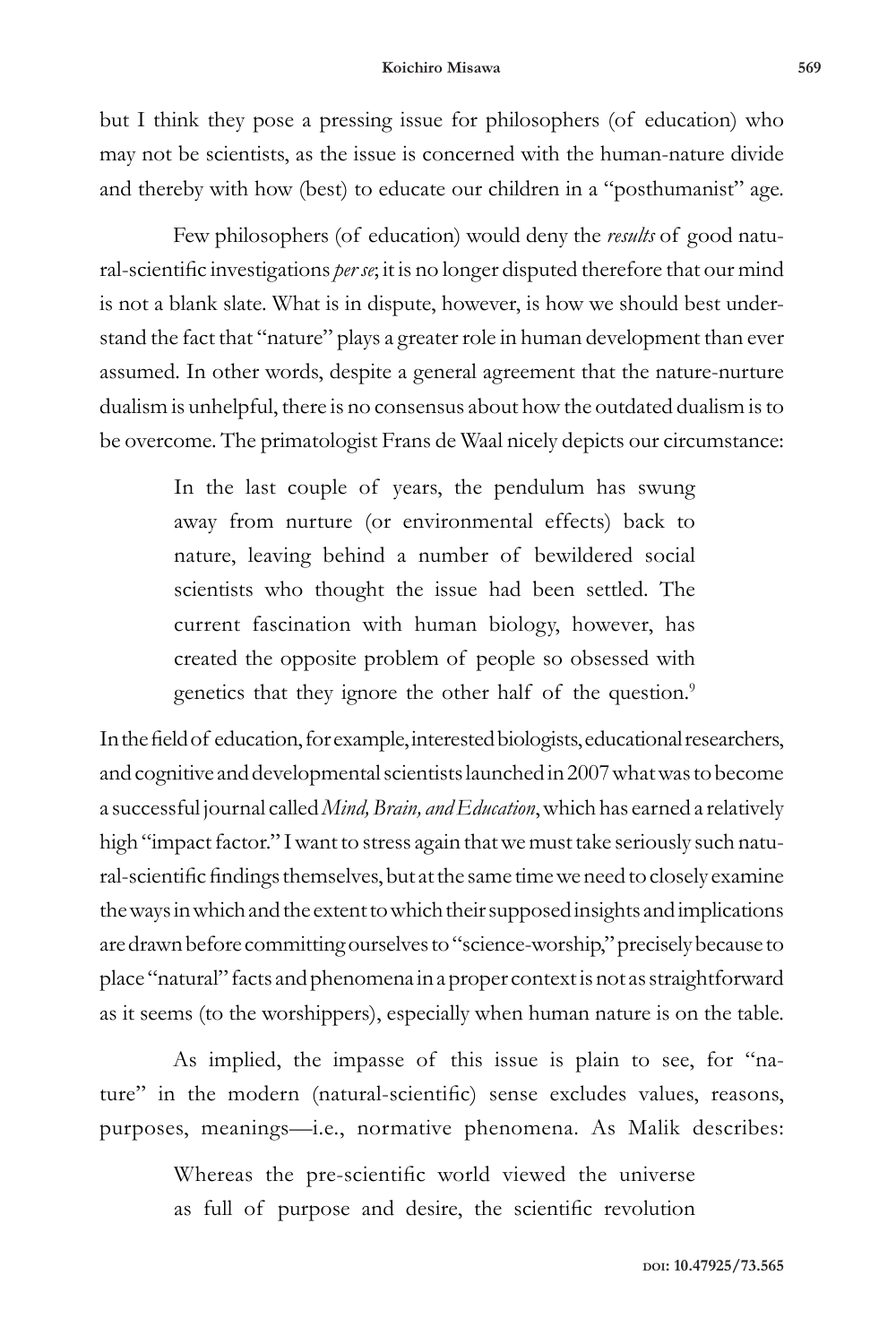but I think they pose a pressing issue for philosophers (of education) who may not be scientists, as the issue is concerned with the human-nature divide and thereby with how (best) to educate our children in a "posthumanist" age.

Few philosophers (of education) would deny the *results* of good natural-scientific investigations *per se*; it is no longer disputed therefore that our mind is not a blank slate. What is in dispute, however, is how we should best understand the fact that "nature" plays a greater role in human development than ever assumed. In other words, despite a general agreement that the nature-nurture dualism is unhelpful, there is no consensus about how the outdated dualism is to be overcome. The primatologist Frans de Waal nicely depicts our circumstance:

> In the last couple of years, the pendulum has swung away from nurture (or environmental effects) back to nature, leaving behind a number of bewildered social scientists who thought the issue had been settled. The current fascination with human biology, however, has created the opposite problem of people so obsessed with genetics that they ignore the other half of the question.[9]

In the field of education, for example, interested biologists, educational researchers, and cognitive and developmental scientists launched in 2007 what was to become a successful journal called *Mind, Brain, and Education*, which has earned a relatively high "impact factor." I want to stress again that we must take seriously such natural-scientific findings themselves, but at the same time we need to closely examine the ways in which and the extent to which their supposed insights and implications are drawn before committing ourselves to "science-worship," precisely because to place "natural" facts and phenomena in a proper context is not as straightforward as it seems (to the worshippers), especially when human nature is on the table.

As implied, the impasse of this issue is plain to see, for "nature" in the modern (natural-scientific) sense excludes values, reasons, purposes, meanings—i.e., normative phenomena. As Malik describes:

> Whereas the pre-scientific world viewed the universe as full of purpose and desire, the scientific revolution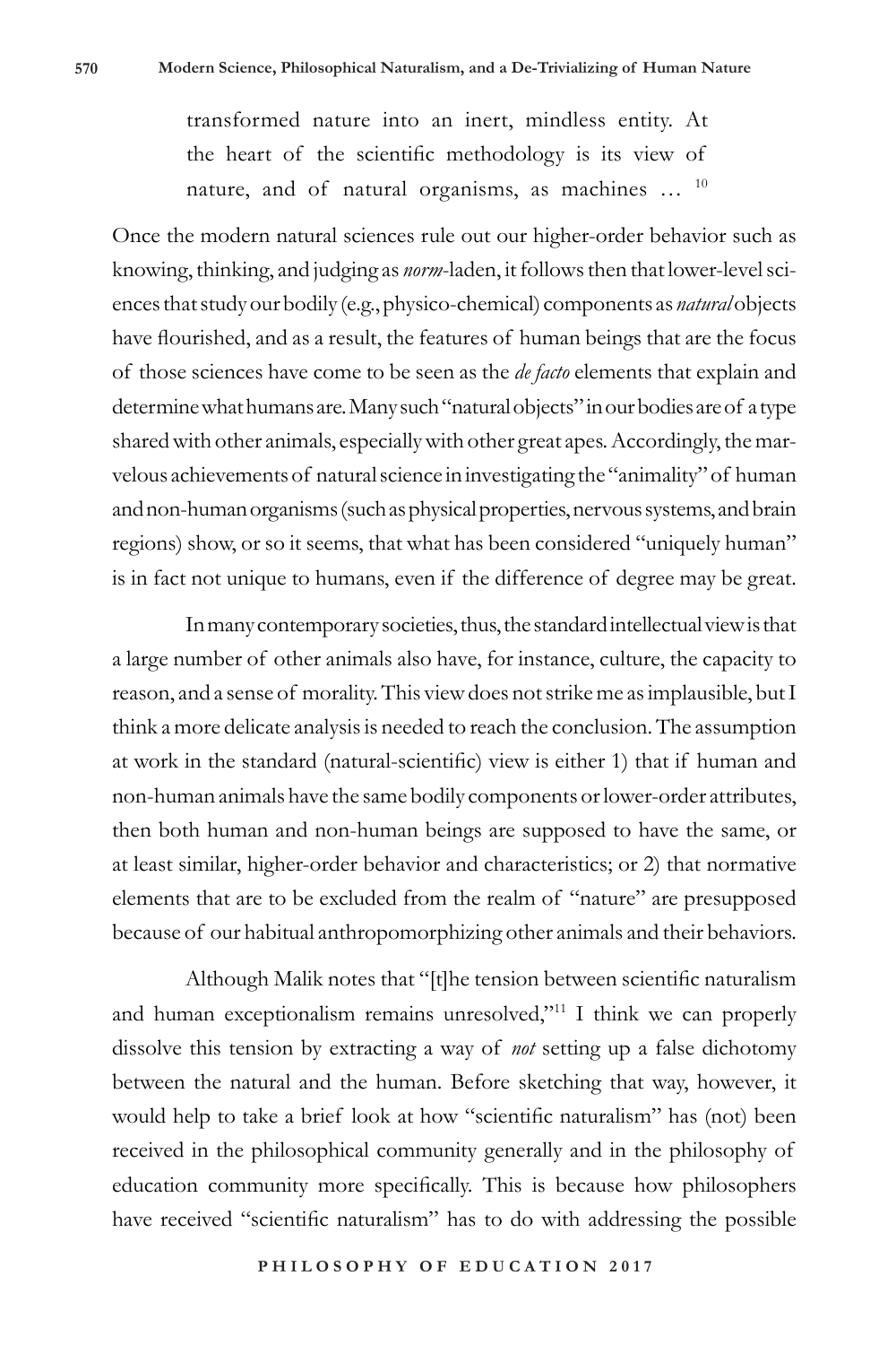> transformed nature into an inert, mindless entity. At the heart of the scientific methodology is its view of nature, and of natural organisms, as machines … [10]

Once the modern natural sciences rule out our higher-order behavior such as knowing, thinking, and judging as *norm*-laden, it follows then that lower-level sciences that study our bodily (e.g., physico-chemical) components as *natural* objects have flourished, and as a result, the features of human beings that are the focus of those sciences have come to be seen as the *de facto* elements that explain and determine what humans are. Many such "natural objects" in our bodies are of a type shared with other animals, especially with other great apes. Accordingly, the marvelous achievements of natural science in investigating the "animality" of human and non-human organisms (such as physical properties, nervous systems, and brain regions) show, or so it seems, that what has been considered "uniquely human" is in fact not unique to humans, even if the difference of degree may be great.

In many contemporary societies, thus, the standard intellectual view is that a large number of other animals also have, for instance, culture, the capacity to reason, and a sense of morality. This view does not strike me as implausible, but I think a more delicate analysis is needed to reach the conclusion. The assumption at work in the standard (natural-scientific) view is either 1) that if human and non-human animals have the same bodily components or lower-order attributes, then both human and non-human beings are supposed to have the same, or at least similar, higher-order behavior and characteristics; or 2) that normative elements that are to be excluded from the realm of "nature" are presupposed because of our habitual anthropomorphizing other animals and their behaviors.

Although Malik notes that "[t]he tension between scientific naturalism and human exceptionalism remains unresolved,"[11] I think we can properly dissolve this tension by extracting a way of *not* setting up a false dichotomy between the natural and the human. Before sketching that way, however, it would help to take a brief look at how "scientific naturalism" has (not) been received in the philosophical community generally and in the philosophy of education community more specifically. This is because how philosophers have received "scientific naturalism" has to do with addressing the possible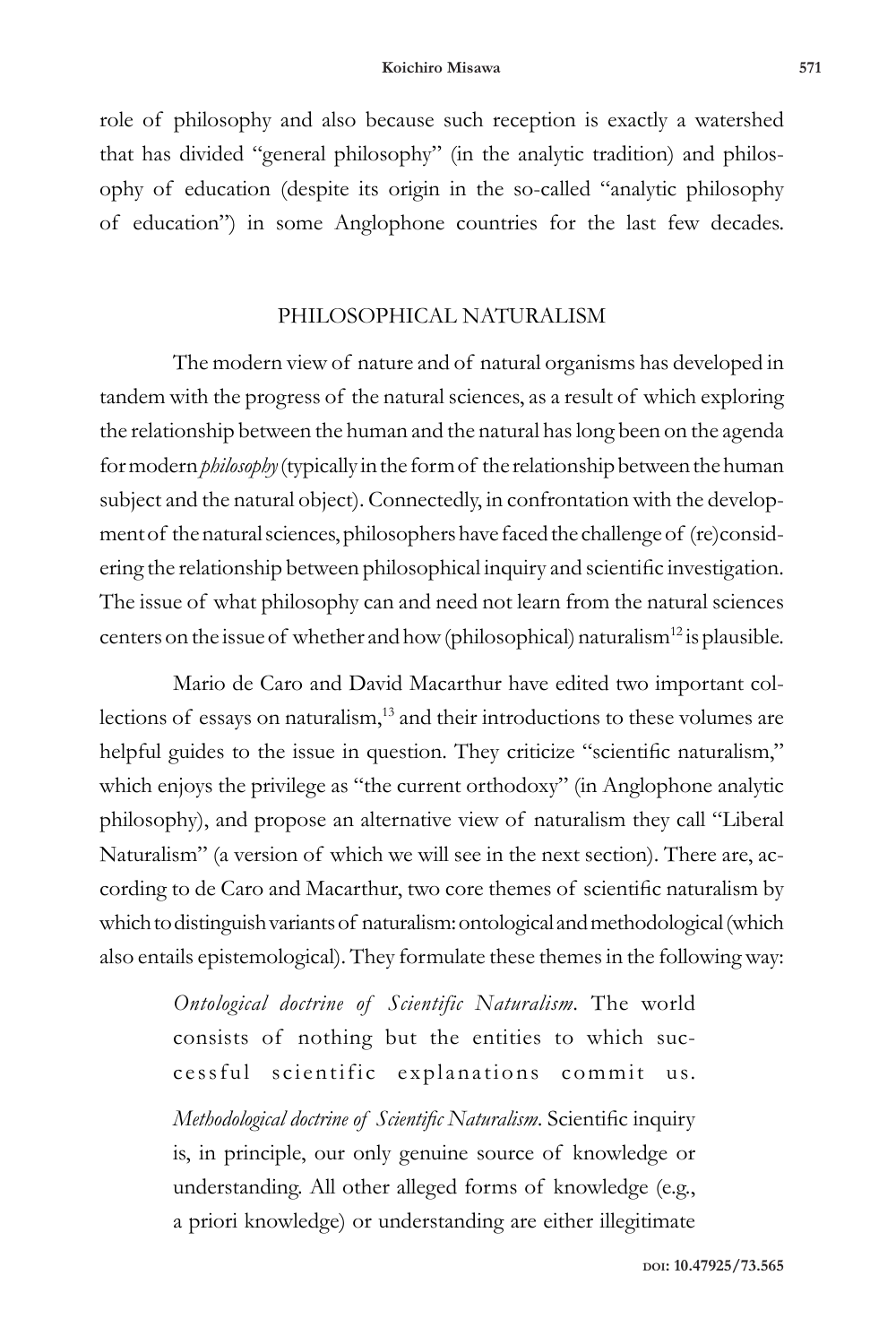role of philosophy and also because such reception is exactly a watershed that has divided "general philosophy" (in the analytic tradition) and philosophy of education (despite its origin in the so-called "analytic philosophy of education") in some Anglophone countries for the last few decades.

## PHILOSOPHICAL NATURALISM

The modern view of nature and of natural organisms has developed in tandem with the progress of the natural sciences, as a result of which exploring the relationship between the human and the natural has long been on the agenda for modern *philosophy* (typically in the form of the relationship between the human subject and the natural object). Connectedly, in confrontation with the development of the natural sciences, philosophers have faced the challenge of (re)considering the relationship between philosophical inquiry and scientific investigation. The issue of what philosophy can and need not learn from the natural sciences centers on the issue of whether and how (philosophical) naturalism[12] is plausible.

Mario de Caro and David Macarthur have edited two important collections of essays on naturalism,[13] and their introductions to these volumes are helpful guides to the issue in question. They criticize "scientific naturalism," which enjoys the privilege as "the current orthodoxy" (in Anglophone analytic philosophy), and propose an alternative view of naturalism they call "Liberal Naturalism" (a version of which we will see in the next section). There are, according to de Caro and Macarthur, two core themes of scientific naturalism by which to distinguish variants of naturalism: ontological and methodological (which also entails epistemological). They formulate these themes in the following way:

> *Ontological doctrine of Scientific Naturalism*. The world consists of nothing but the entities to which successful scientific explanations commit us.
>
> *Methodological doctrine of Scientific Naturalism*. Scientific inquiry is, in principle, our only genuine source of knowledge or understanding. All other alleged forms of knowledge (e.g., a priori knowledge) or understanding are either illegitimate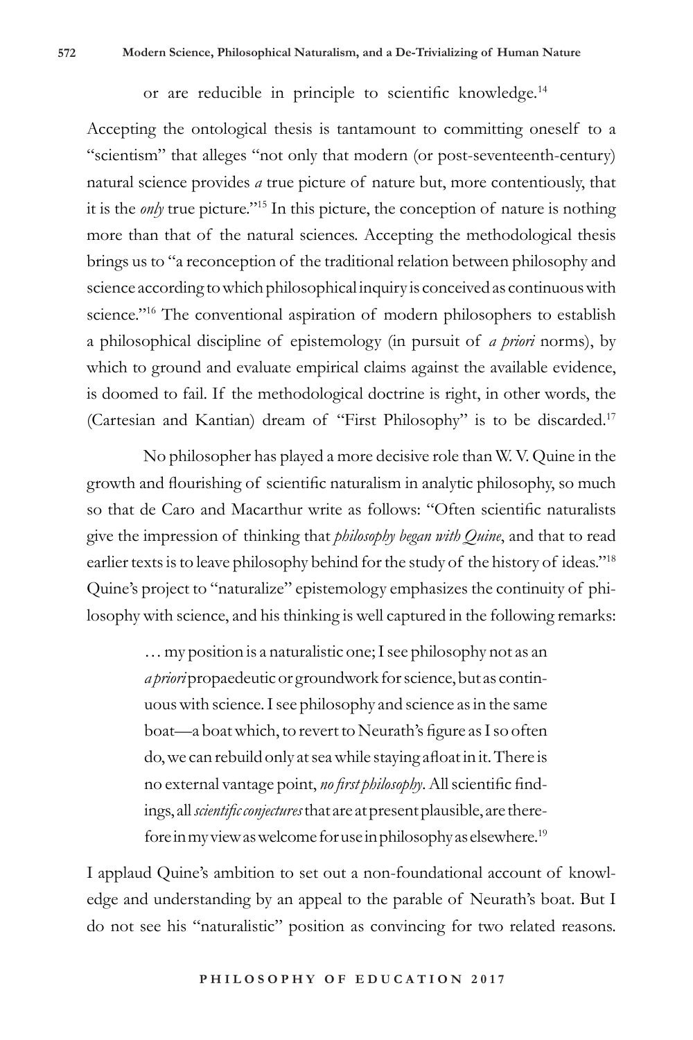or are reducible in principle to scientific knowledge.[14]

Accepting the ontological thesis is tantamount to committing oneself to a "scientism" that alleges "not only that modern (or post-seventeenth-century) natural science provides *a* true picture of nature but, more contentiously, that it is the *only* true picture."[15] In this picture, the conception of nature is nothing more than that of the natural sciences. Accepting the methodological thesis brings us to "a reconception of the traditional relation between philosophy and science according to which philosophical inquiry is conceived as continuous with science."[16] The conventional aspiration of modern philosophers to establish a philosophical discipline of epistemology (in pursuit of *a priori* norms), by which to ground and evaluate empirical claims against the available evidence, is doomed to fail. If the methodological doctrine is right, in other words, the (Cartesian and Kantian) dream of "First Philosophy" is to be discarded.[17]

No philosopher has played a more decisive role than W. V. Quine in the growth and flourishing of scientific naturalism in analytic philosophy, so much so that de Caro and Macarthur write as follows: "Often scientific naturalists give the impression of thinking that *philosophy began with Quine*, and that to read earlier texts is to leave philosophy behind for the study of the history of ideas."[18] Quine's project to "naturalize" epistemology emphasizes the continuity of philosophy with science, and his thinking is well captured in the following remarks:

> … my position is a naturalistic one; I see philosophy not as an *a priori* propaedeutic or groundwork for science, but as continuous with science. I see philosophy and science as in the same boat—a boat which, to revert to Neurath's figure as I so often do, we can rebuild only at sea while staying afloat in it. There is no external vantage point, *no first philosophy*. All scientific findings, all *scientific conjectures* that are at present plausible, are therefore in my view as welcome for use in philosophy as elsewhere.[19]

I applaud Quine's ambition to set out a non-foundational account of knowledge and understanding by an appeal to the parable of Neurath's boat. But I do not see his "naturalistic" position as convincing for two related reasons.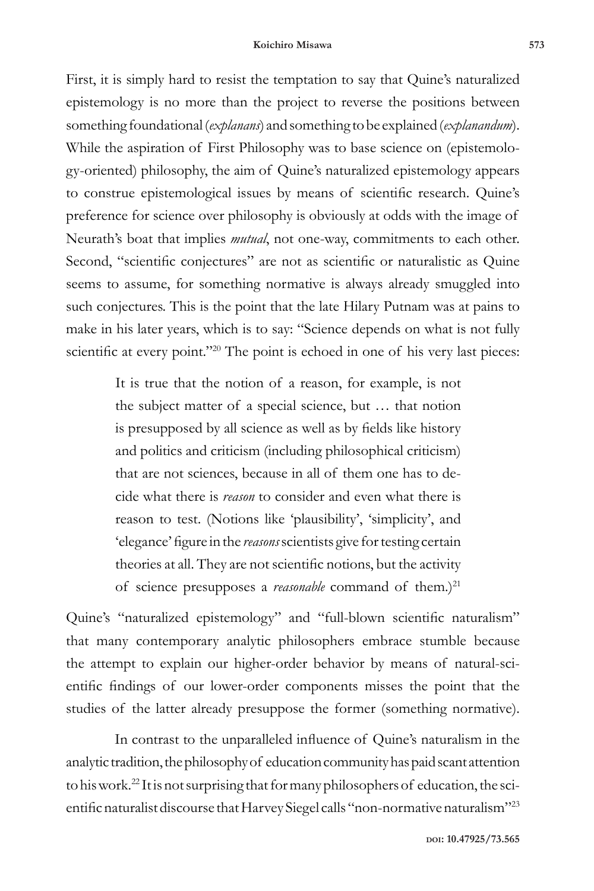First, it is simply hard to resist the temptation to say that Quine's naturalized epistemology is no more than the project to reverse the positions between something foundational (*explanans*) and something to be explained (*explanandum*). While the aspiration of First Philosophy was to base science on (epistemology-oriented) philosophy, the aim of Quine's naturalized epistemology appears to construe epistemological issues by means of scientific research. Quine's preference for science over philosophy is obviously at odds with the image of Neurath's boat that implies *mutual*, not one-way, commitments to each other. Second, "scientific conjectures" are not as scientific or naturalistic as Quine seems to assume, for something normative is always already smuggled into such conjectures. This is the point that the late Hilary Putnam was at pains to make in his later years, which is to say: "Science depends on what is not fully scientific at every point."[20] The point is echoed in one of his very last pieces:

> It is true that the notion of a reason, for example, is not the subject matter of a special science, but … that notion is presupposed by all science as well as by fields like history and politics and criticism (including philosophical criticism) that are not sciences, because in all of them one has to decide what there is *reason* to consider and even what there is reason to test. (Notions like 'plausibility', 'simplicity', and 'elegance' figure in the *reasons* scientists give for testing certain theories at all. They are not scientific notions, but the activity of science presupposes a *reasonable* command of them.)[21]

Quine's "naturalized epistemology" and "full-blown scientific naturalism" that many contemporary analytic philosophers embrace stumble because the attempt to explain our higher-order behavior by means of natural-scientific findings of our lower-order components misses the point that the studies of the latter already presuppose the former (something normative).

In contrast to the unparalleled influence of Quine's naturalism in the analytic tradition, the philosophy of education community has paid scant attention to his work.[22] It is not surprising that for many philosophers of education, the scientific naturalist discourse that Harvey Siegel calls "non-normative naturalism"[23]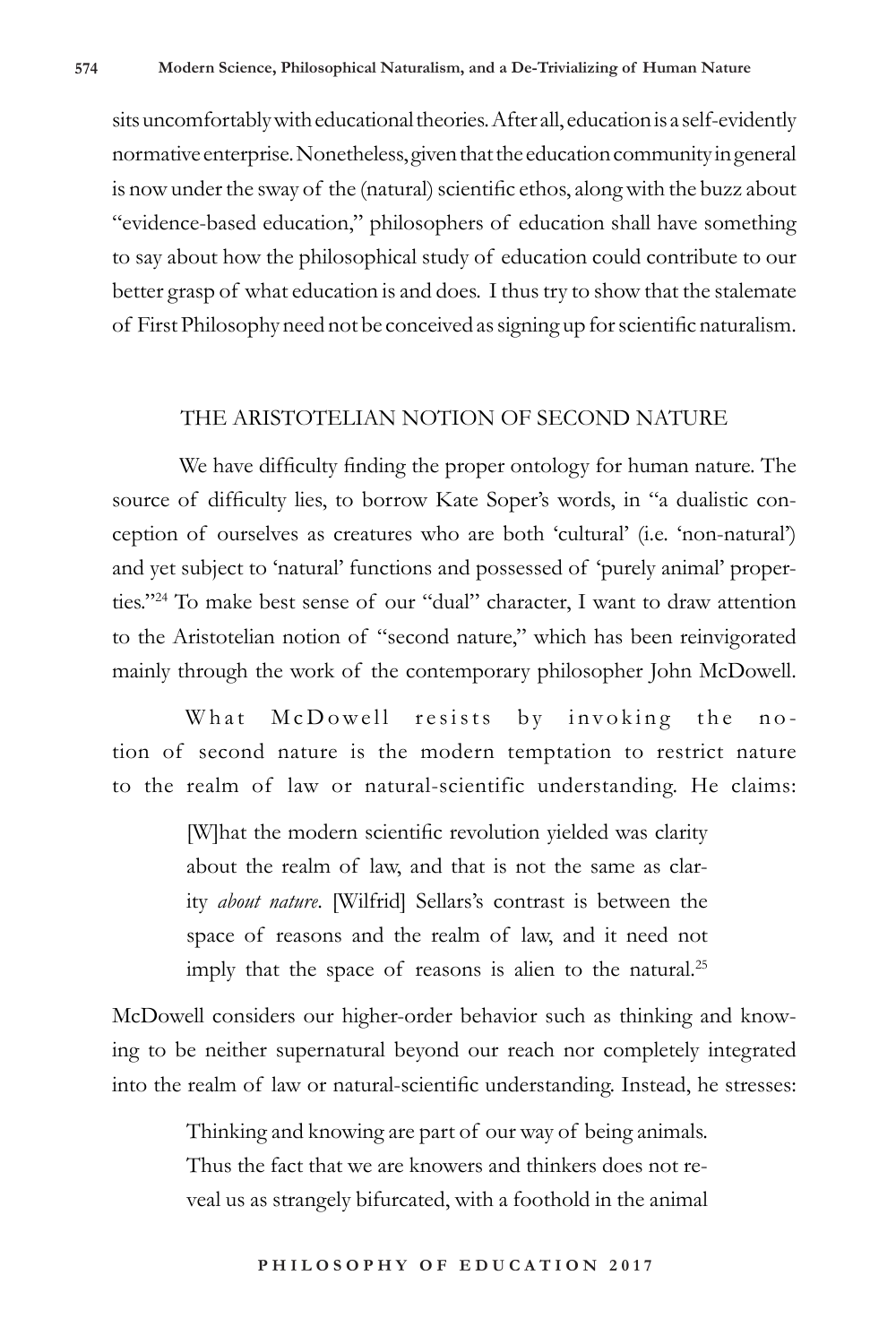sits uncomfortably with educational theories. After all, education is a self-evidently normative enterprise. Nonetheless, given that the education community in general is now under the sway of the (natural) scientific ethos, along with the buzz about "evidence-based education," philosophers of education shall have something to say about how the philosophical study of education could contribute to our better grasp of what education is and does. I thus try to show that the stalemate of First Philosophy need not be conceived as signing up for scientific naturalism.

## THE ARISTOTELIAN NOTION OF SECOND NATURE

We have difficulty finding the proper ontology for human nature. The source of difficulty lies, to borrow Kate Soper's words, in "a dualistic conception of ourselves as creatures who are both 'cultural' (i.e. 'non-natural') and yet subject to 'natural' functions and possessed of 'purely animal' properties."[24] To make best sense of our "dual" character, I want to draw attention to the Aristotelian notion of "second nature," which has been reinvigorated mainly through the work of the contemporary philosopher John McDowell.

What McDowell resists by invoking the notion of second nature is the modern temptation to restrict nature to the realm of law or natural-scientific understanding. He claims:

> [W]hat the modern scientific revolution yielded was clarity about the realm of law, and that is not the same as clarity *about nature*. [Wilfrid] Sellars's contrast is between the space of reasons and the realm of law, and it need not imply that the space of reasons is alien to the natural.[25]

McDowell considers our higher-order behavior such as thinking and knowing to be neither supernatural beyond our reach nor completely integrated into the realm of law or natural-scientific understanding. Instead, he stresses:

> Thinking and knowing are part of our way of being animals. Thus the fact that we are knowers and thinkers does not reveal us as strangely bifurcated, with a foothold in the animal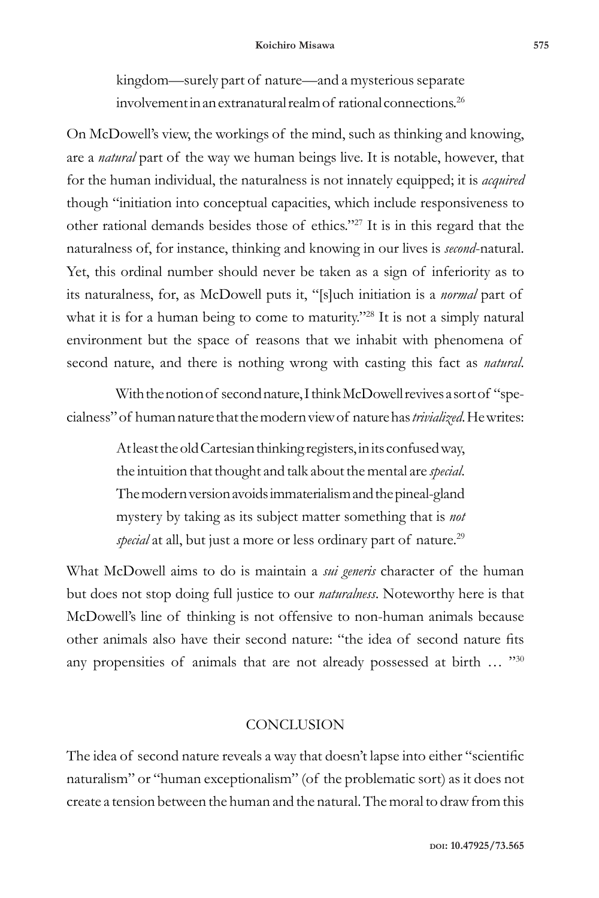> kingdom—surely part of nature—and a mysterious separate involvement in an extranatural realm of rational connections.[26]

On McDowell's view, the workings of the mind, such as thinking and knowing, are a *natural* part of the way we human beings live. It is notable, however, that for the human individual, the naturalness is not innately equipped; it is *acquired* though "initiation into conceptual capacities, which include responsiveness to other rational demands besides those of ethics."[27] It is in this regard that the naturalness of, for instance, thinking and knowing in our lives is *second*-natural. Yet, this ordinal number should never be taken as a sign of inferiority as to its naturalness, for, as McDowell puts it, "[s]uch initiation is a *normal* part of what it is for a human being to come to maturity."[28] It is not a simply natural environment but the space of reasons that we inhabit with phenomena of second nature, and there is nothing wrong with casting this fact as *natural*.

With the notion of second nature, I think McDowell revives a sort of "specialness" of human nature that the modern view of nature has *trivialized*. He writes:

> At least the old Cartesian thinking registers, in its confused way, the intuition that thought and talk about the mental are *special*. The modern version avoids immaterialism and the pineal-gland mystery by taking as its subject matter something that is *not special* at all, but just a more or less ordinary part of nature.[29]

What McDowell aims to do is maintain a *sui generis* character of the human but does not stop doing full justice to our *naturalness*. Noteworthy here is that McDowell's line of thinking is not offensive to non-human animals because other animals also have their second nature: "the idea of second nature fits any propensities of animals that are not already possessed at birth … "[30]

## CONCLUSION

The idea of second nature reveals a way that doesn't lapse into either "scientific naturalism" or "human exceptionalism" (of the problematic sort) as it does not create a tension between the human and the natural. The moral to draw from this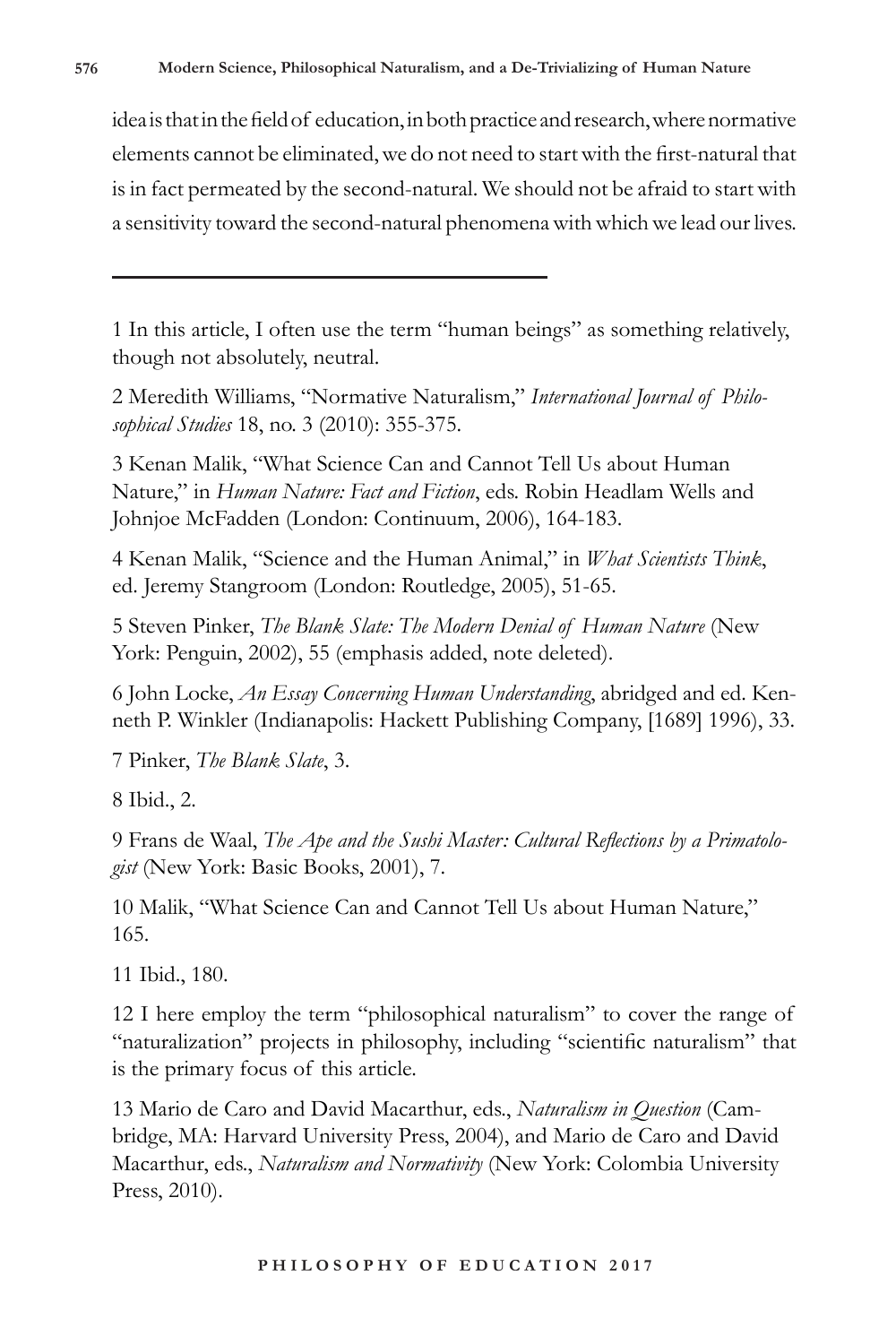idea is that in the field of education, in both practice and research, where normative elements cannot be eliminated, we do not need to start with the first-natural that is in fact permeated by the second-natural. We should not be afraid to start with a sensitivity toward the second-natural phenomena with which we lead our lives.

---

1 In this article, I often use the term "human beings" as something relatively, though not absolutely, neutral.

2 Meredith Williams, "Normative Naturalism," *International Journal of Philosophical Studies* 18, no. 3 (2010): 355-375.

3 Kenan Malik, "What Science Can and Cannot Tell Us about Human Nature," in *Human Nature: Fact and Fiction*, eds. Robin Headlam Wells and Johnjoe McFadden (London: Continuum, 2006), 164-183.

4 Kenan Malik, "Science and the Human Animal," in *What Scientists Think*, ed. Jeremy Stangroom (London: Routledge, 2005), 51-65.

5 Steven Pinker, *The Blank Slate: The Modern Denial of Human Nature* (New York: Penguin, 2002), 55 (emphasis added, note deleted).

6 John Locke, *An Essay Concerning Human Understanding*, abridged and ed. Kenneth P. Winkler (Indianapolis: Hackett Publishing Company, [1689] 1996), 33.

7 Pinker, *The Blank Slate*, 3.

8 Ibid., 2.

9 Frans de Waal, *The Ape and the Sushi Master: Cultural Reflections by a Primatologist* (New York: Basic Books, 2001), 7.

10 Malik, "What Science Can and Cannot Tell Us about Human Nature," 165.

11 Ibid., 180.

12 I here employ the term "philosophical naturalism" to cover the range of "naturalization" projects in philosophy, including "scientific naturalism" that is the primary focus of this article.

13 Mario de Caro and David Macarthur, eds., *Naturalism in Question* (Cambridge, MA: Harvard University Press, 2004), and Mario de Caro and David Macarthur, eds., *Naturalism and Normativity* (New York: Colombia University Press, 2010).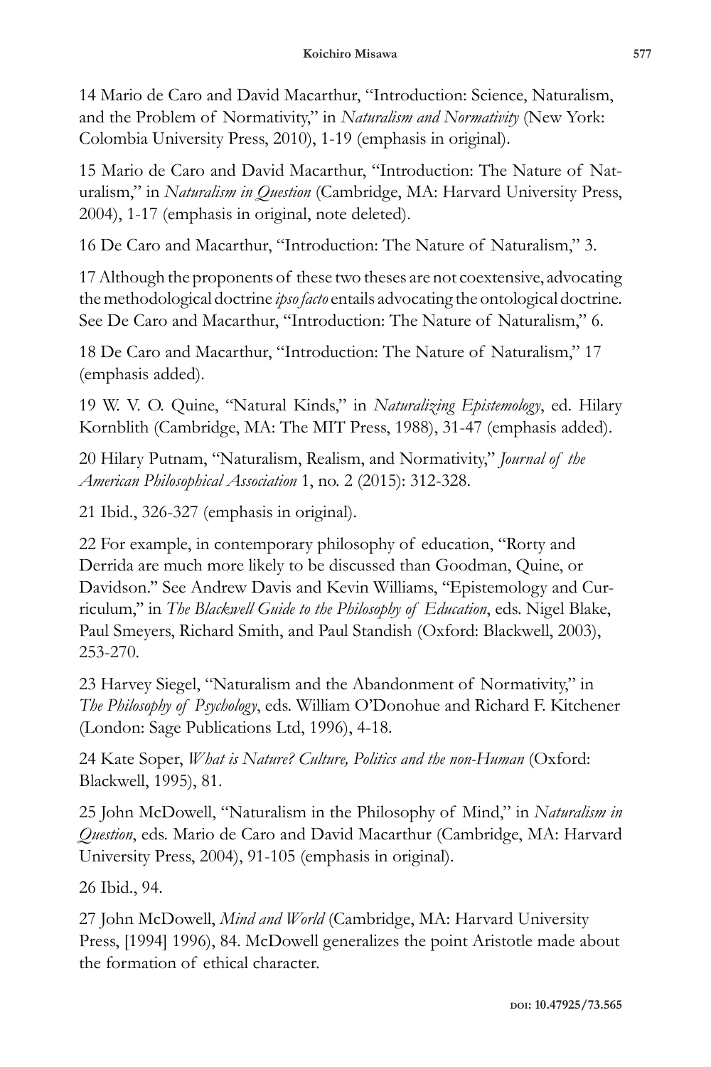14 Mario de Caro and David Macarthur, "Introduction: Science, Naturalism, and the Problem of Normativity," in *Naturalism and Normativity* (New York: Colombia University Press, 2010), 1-19 (emphasis in original).

15 Mario de Caro and David Macarthur, "Introduction: The Nature of Naturalism," in *Naturalism in Question* (Cambridge, MA: Harvard University Press, 2004), 1-17 (emphasis in original, note deleted).

16 De Caro and Macarthur, "Introduction: The Nature of Naturalism," 3.

17 Although the proponents of these two theses are not coextensive, advocating the methodological doctrine *ipso facto* entails advocating the ontological doctrine. See De Caro and Macarthur, "Introduction: The Nature of Naturalism," 6.

18 De Caro and Macarthur, "Introduction: The Nature of Naturalism," 17 (emphasis added).

19 W. V. O. Quine, "Natural Kinds," in *Naturalizing Epistemology*, ed. Hilary Kornblith (Cambridge, MA: The MIT Press, 1988), 31-47 (emphasis added).

20 Hilary Putnam, "Naturalism, Realism, and Normativity," *Journal of the American Philosophical Association* 1, no. 2 (2015): 312-328.

21 Ibid., 326-327 (emphasis in original).

22 For example, in contemporary philosophy of education, "Rorty and Derrida are much more likely to be discussed than Goodman, Quine, or Davidson." See Andrew Davis and Kevin Williams, "Epistemology and Curriculum," in *The Blackwell Guide to the Philosophy of Education*, eds. Nigel Blake, Paul Smeyers, Richard Smith, and Paul Standish (Oxford: Blackwell, 2003), 253-270.

23 Harvey Siegel, "Naturalism and the Abandonment of Normativity," in *The Philosophy of Psychology*, eds. William O'Donohue and Richard F. Kitchener (London: Sage Publications Ltd, 1996), 4-18.

24 Kate Soper, *What is Nature? Culture, Politics and the non-Human* (Oxford: Blackwell, 1995), 81.

25 John McDowell, "Naturalism in the Philosophy of Mind," in *Naturalism in Question*, eds. Mario de Caro and David Macarthur (Cambridge, MA: Harvard University Press, 2004), 91-105 (emphasis in original).

26 Ibid., 94.

27 John McDowell, *Mind and World* (Cambridge, MA: Harvard University Press, [1994] 1996), 84. McDowell generalizes the point Aristotle made about the formation of ethical character.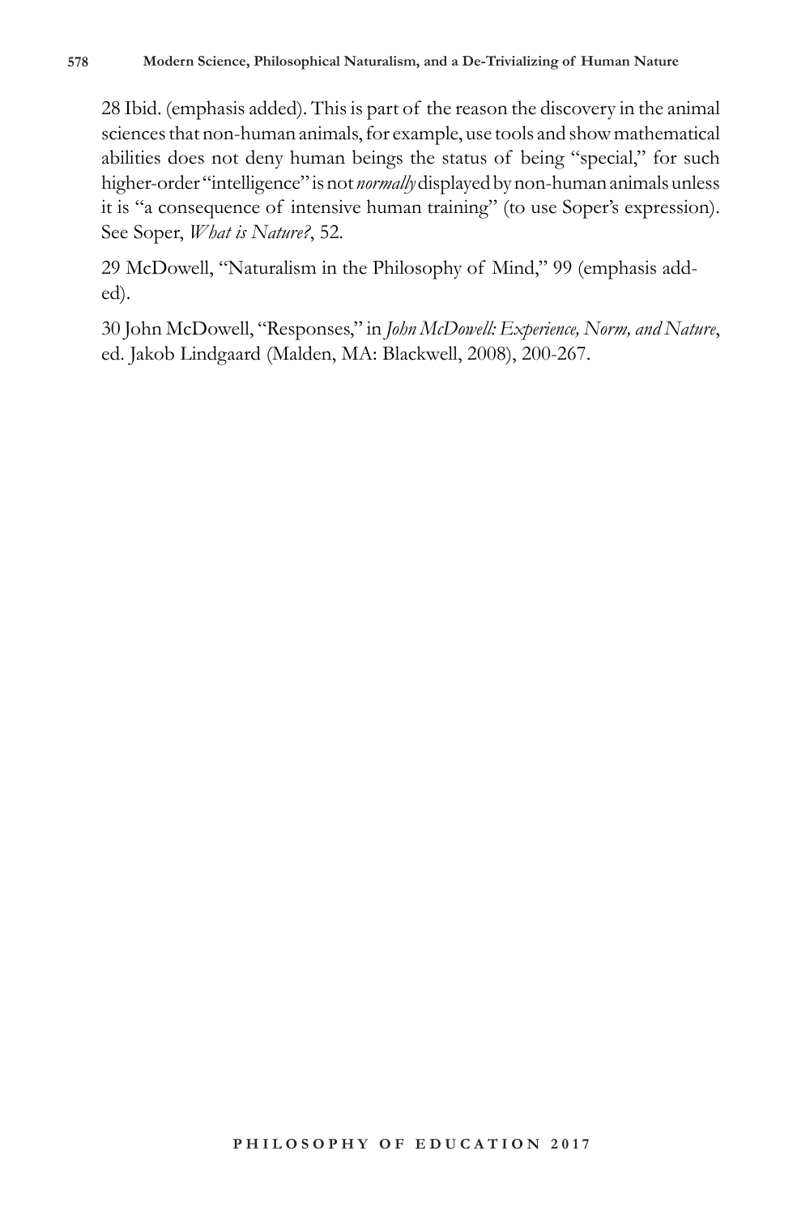28 Ibid. (emphasis added). This is part of the reason the discovery in the animal sciences that non-human animals, for example, use tools and show mathematical abilities does not deny human beings the status of being "special," for such higher-order "intelligence" is not *normally* displayed by non-human animals unless it is "a consequence of intensive human training" (to use Soper's expression). See Soper, *What is Nature?*, 52.

29 McDowell, "Naturalism in the Philosophy of Mind," 99 (emphasis added).

30 John McDowell, "Responses," in *John McDowell: Experience, Norm, and Nature*, ed. Jakob Lindgaard (Malden, MA: Blackwell, 2008), 200-267.